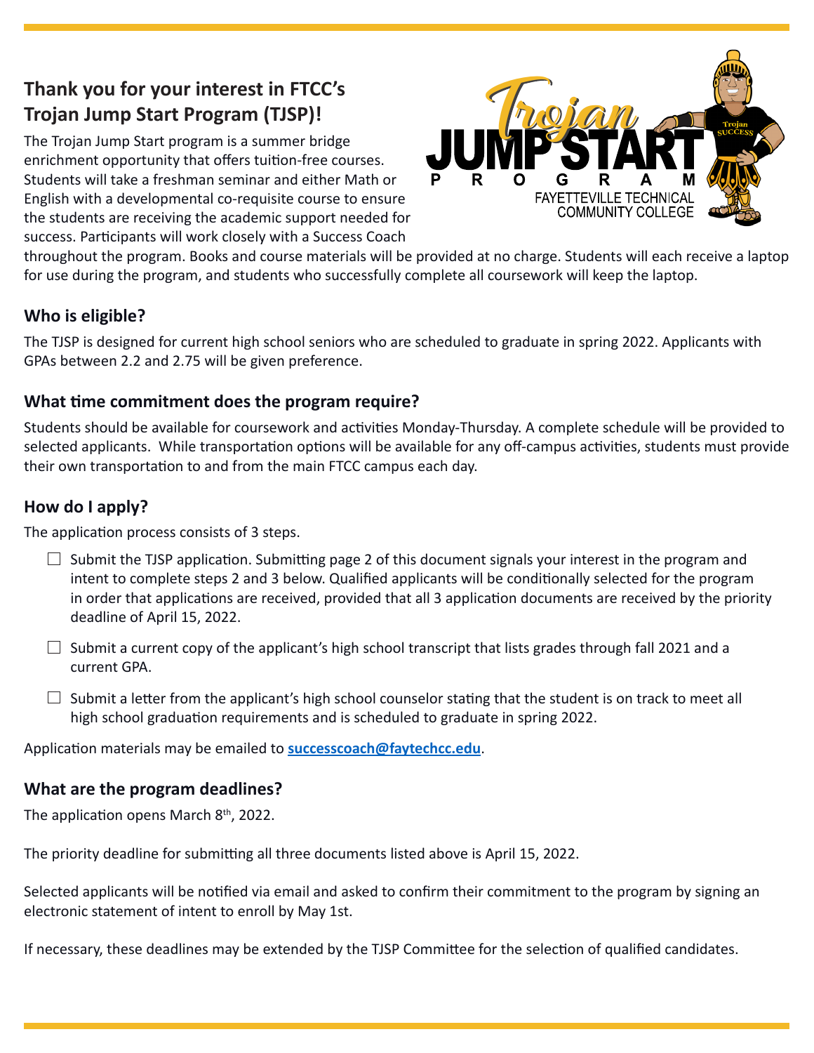## Thank you for your interest in FTCC's Trojan Jump Start Program (TJSP)!

The Trojan Jump Start program is a summer bridge enrichment opportunity that offers tuition-free courses. Students will take a freshman seminar and either Math or English with a developmental co-requisite course to ensure the students are receiving the academic support needed for success. Participants will work closely with a Success Coach throughout the program. Books and course materials will be provided at no charge. Students will each receive a laptop for use during the program, and students who successfully complete all coursework will keep the laptop.

### Who is eligible?

The TJSP is designed for current high school seniors who are scheduled to graduate in spring 2022. Applicants with GPAs between 2.2 and 2.75 will be given preference.

### What time commitment does the program require?

Students should be available for coursework and activities Monday-Thursday. A complete schedule will be provided to selected applicants. While transportation options will be available for any off-campus activities, students must provide their own transportation to and from the main FTCC campus each day.

### How do I apply?

The application process consists of 3 steps.

- ☐ Submit the TJSP application. Submitting page 2 of this document signals your interest in the program and intent to complete steps 2 and 3 below. Qualified applicants will be conditionally selected for the program in order that applications are received, provided that all 3 application documents are received by the priority deadline of April 15, 2022.
- ☐ Submit a current copy of the applicant's high school transcript that lists grades through fall 2021 and a current GPA.
- ☐ Submit a letter from the applicant's high school counselor stating that the student is on track to meet all high school graduation requirements and is scheduled to graduate in spring 2022.

Application materials may be emailed to **successcoach@faytechcc.edu**.

### What are the program deadlines?

The application opens March 8th, 2022.

The priority deadline for submitting all three documents listed above is April 15, 2022.

Selected applicants will be notified via email and asked to confirm their commitment to the program by signing an electronic statement of intent to enroll by May 1st.

If necessary, these deadlines may be extended by the TJSP Committee for the selection of qualified candidates.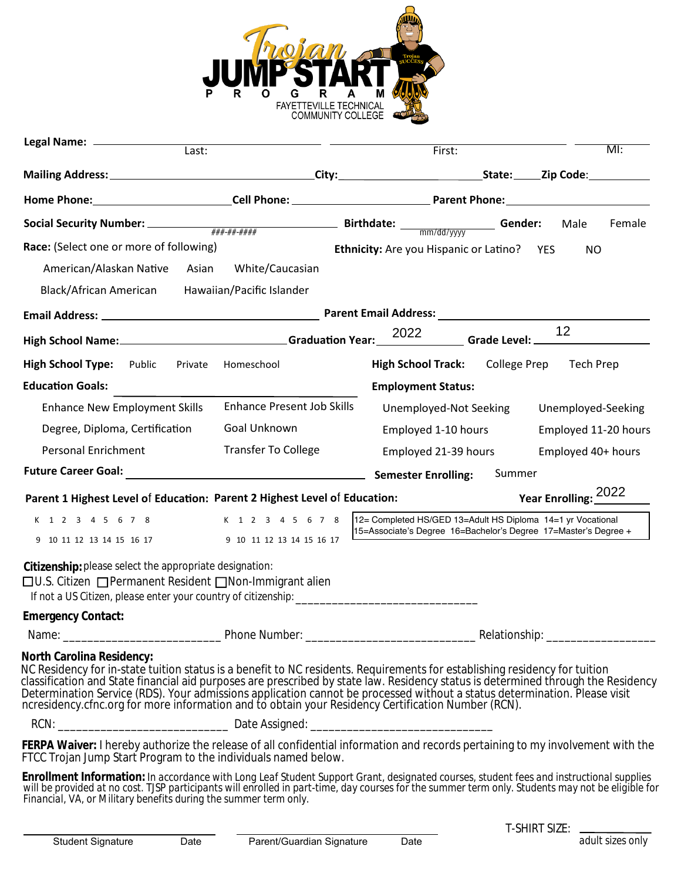Trojan JUMP START PROGRAM
FAYETTEVILLE TECHNICAL COMMUNITY COLLEGE

**Legal Name:** ______________________ Last: ______________________ First: __________ MI:

**Mailing Address:** ______________________ **City:** ______________________ **State:** _____ **Zip Code:** __________

**Home Phone:** ______________________ **Cell Phone:** ______________________ **Parent Phone:** ______________________

**Social Security Number:** ______________________ ###-##-#### **Birthdate:** ______________________ mm/dd/yyyy **Gender:** Male Female

**Race:** (Select one or more of following)

American/Alaskan Native Asian White/Caucasian

Black/African American Hawaiian/Pacific Islander

**Ethnicity:** Are you Hispanic or Latino? YES NO

**Email Address:** ______________________ **Parent Email Address:** ______________________

**High School Name:** ______________________ **Graduation Year:** 2022 **Grade Level:** 12

**High School Type:** Public Private Homeschool

**High School Track:** College Prep Tech Prep

**Education Goals:** ______________________

Enhance New Employment Skills Enhance Present Job Skills

Degree, Diploma, Certification Goal Unknown

Personal Enrichment Transfer To College

**Employment Status:**

Unemployed-Not Seeking Unemployed-Seeking

Employed 1-10 hours Employed 11-20 hours

Employed 21-39 hours Employed 40+ hours

**Future Career Goal:** ______________________ **Semester Enrolling:** Summer

**Parent 1 Highest Level of Education:**

K 1 2 3 4 5 6 7 8

9 10 11 12 13 14 15 16 17

**Parent 2 Highest Level of Education:**

K 1 2 3 4 5 6 7 8

9 10 11 12 13 14 15 16 17

**Year Enrolling:** 2022

12= Completed HS/GED 13=Adult HS Diploma 14=1 yr Vocational
15=Associate's Degree 16=Bachelor's Degree 17=Master's Degree +

**Citizenship:** please select the appropriate designation:

☐ U.S. Citizen ☐ Permanent Resident ☐ Non-Immigrant alien

If not a US Citizen, please enter your country of citizenship: ______________________

**Emergency Contact:**

Name: ______________________ Phone Number: ______________________ Relationship: ______________________

**North Carolina Residency:**

NC Residency for in-state tuition status is a benefit to NC residents. Requirements for establishing residency for tuition classification and State financial aid purposes are prescribed by state law. Residency status is determined through the Residency Determination Service (RDS). Your admissions application cannot be processed without a status determination. Please visit ncresidency.cfnc.org for more information and to obtain your Residency Certification Number (RCN).

RCN: ______________________ Date Assigned: ______________________

**FERPA Waiver:** I hereby authorize the release of all confidential information and records pertaining to my involvement with the FTCC Trojan Jump Start Program to the individuals named below.

**Enrollment Information:** In accordance with Long Leaf Student Support Grant, designated courses, student fees and instructional supplies will be provided at no cost. TJSP participants will enrolled in part-time, day courses for the summer term only. Students may not be eligible for Financial, VA, or Military benefits during the summer term only.

T-SHIRT SIZE: __________ adult sizes only

______________________ Student Signature Date

______________________ Parent/Guardian Signature Date